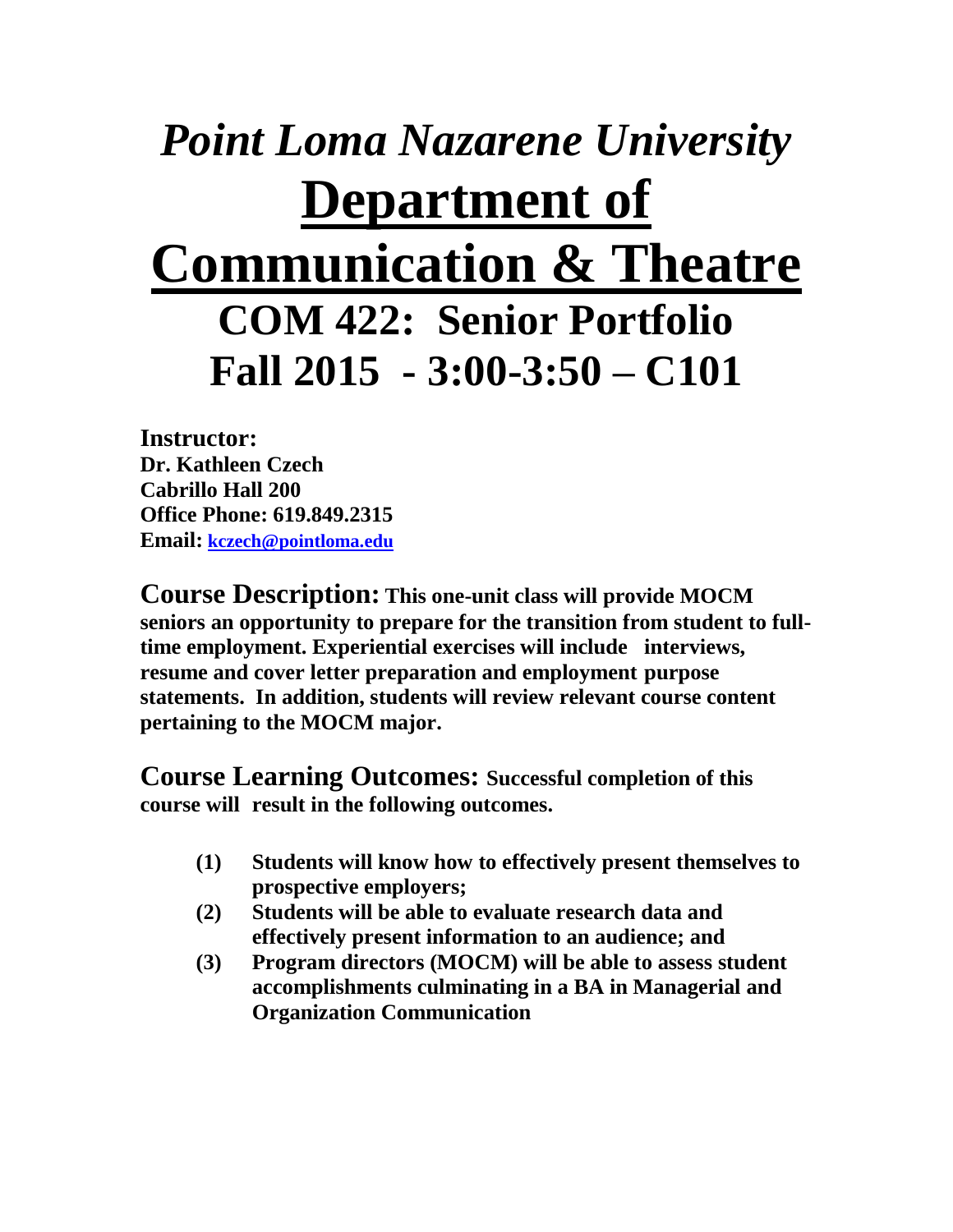# *Point Loma Nazarene University*

# Department of Communication & Theatre

## COM 422: Senior Portfolio
## Fall 2015 - 3:00-3:50 – C101

**Instructor:**
**Dr. Kathleen Czech**
**Cabrillo Hall 200**
**Office Phone: 619.849.2315**
**Email: kczech@pointloma.edu**

**Course Description:** **This one-unit class will provide MOCM seniors an opportunity to prepare for the transition from student to full-time employment. Experiential exercises will include interviews, resume and cover letter preparation and employment purpose statements. In addition, students will review relevant course content pertaining to the MOCM major.**

**Course Learning Outcomes:** **Successful completion of this course will result in the following outcomes.**

- **(1)** **Students will know how to effectively present themselves to prospective employers;**
- **(2)** **Students will be able to evaluate research data and effectively present information to an audience; and**
- **(3)** **Program directors (MOCM) will be able to assess student accomplishments culminating in a BA in Managerial and Organization Communication**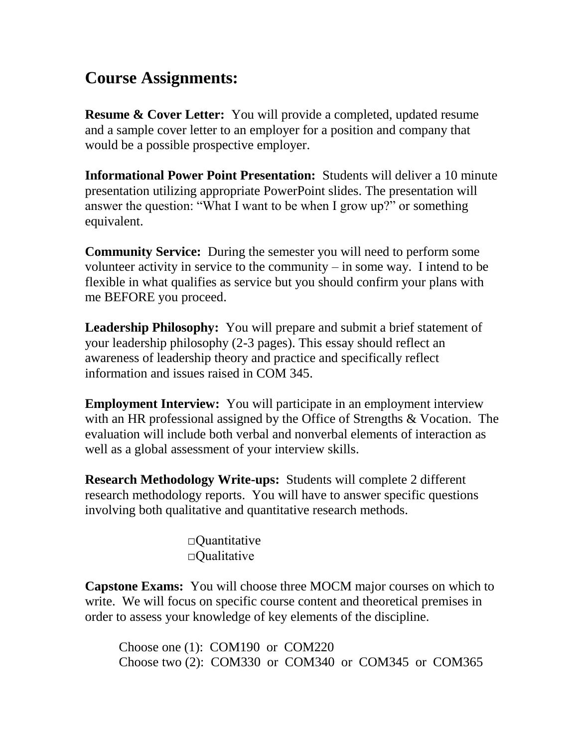## Course Assignments:

**Resume & Cover Letter:** You will provide a completed, updated resume and a sample cover letter to an employer for a position and company that would be a possible prospective employer.

**Informational Power Point Presentation:** Students will deliver a 10 minute presentation utilizing appropriate PowerPoint slides. The presentation will answer the question: "What I want to be when I grow up?" or something equivalent.

**Community Service:** During the semester you will need to perform some volunteer activity in service to the community – in some way. I intend to be flexible in what qualifies as service but you should confirm your plans with me BEFORE you proceed.

**Leadership Philosophy:** You will prepare and submit a brief statement of your leadership philosophy (2-3 pages). This essay should reflect an awareness of leadership theory and practice and specifically reflect information and issues raised in COM 345.

**Employment Interview:** You will participate in an employment interview with an HR professional assigned by the Office of Strengths & Vocation. The evaluation will include both verbal and nonverbal elements of interaction as well as a global assessment of your interview skills.

**Research Methodology Write-ups:** Students will complete 2 different research methodology reports. You will have to answer specific questions involving both qualitative and quantitative research methods.

- □Quantitative
- □Qualitative

**Capstone Exams:** You will choose three MOCM major courses on which to write. We will focus on specific course content and theoretical premises in order to assess your knowledge of key elements of the discipline.

Choose one (1): COM190 or COM220
Choose two (2): COM330 or COM340 or COM345 or COM365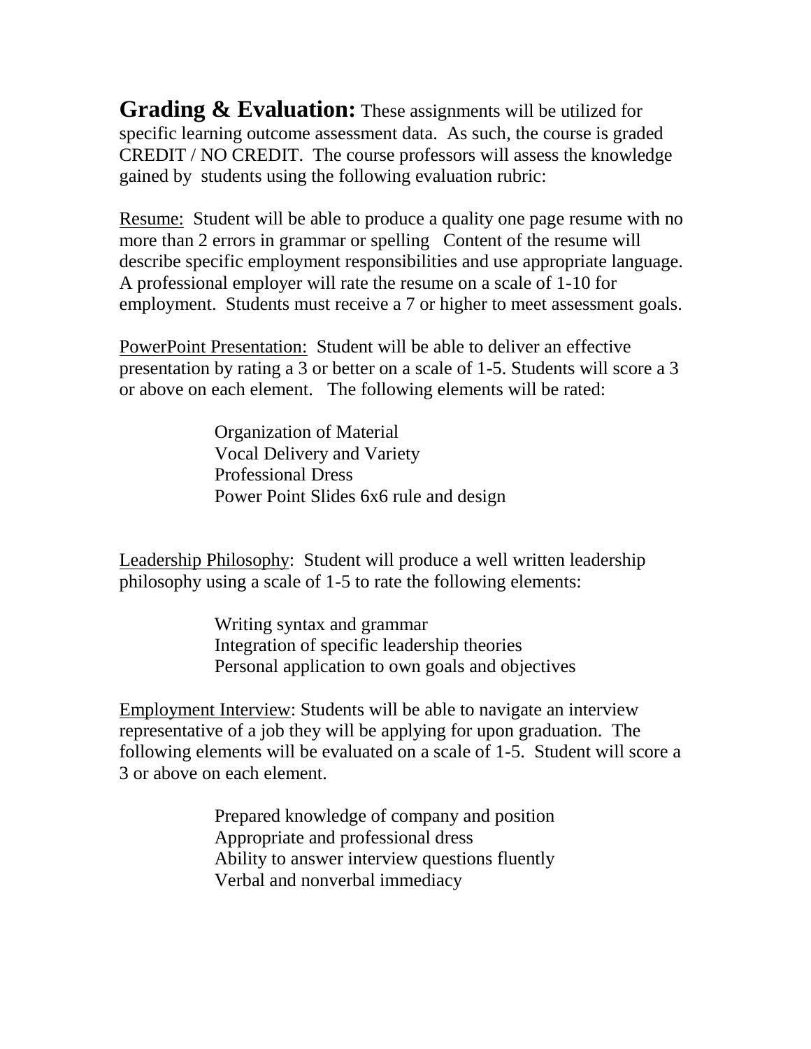**Grading & Evaluation:** These assignments will be utilized for specific learning outcome assessment data. As such, the course is graded CREDIT / NO CREDIT. The course professors will assess the knowledge gained by students using the following evaluation rubric:

Resume: Student will be able to produce a quality one page resume with no more than 2 errors in grammar or spelling Content of the resume will describe specific employment responsibilities and use appropriate language. A professional employer will rate the resume on a scale of 1-10 for employment. Students must receive a 7 or higher to meet assessment goals.

PowerPoint Presentation: Student will be able to deliver an effective presentation by rating a 3 or better on a scale of 1-5. Students will score a 3 or above on each element. The following elements will be rated:

- Organization of Material
- Vocal Delivery and Variety
- Professional Dress
- Power Point Slides 6x6 rule and design

Leadership Philosophy: Student will produce a well written leadership philosophy using a scale of 1-5 to rate the following elements:

- Writing syntax and grammar
- Integration of specific leadership theories
- Personal application to own goals and objectives

Employment Interview: Students will be able to navigate an interview representative of a job they will be applying for upon graduation. The following elements will be evaluated on a scale of 1-5. Student will score a 3 or above on each element.

- Prepared knowledge of company and position
- Appropriate and professional dress
- Ability to answer interview questions fluently
- Verbal and nonverbal immediacy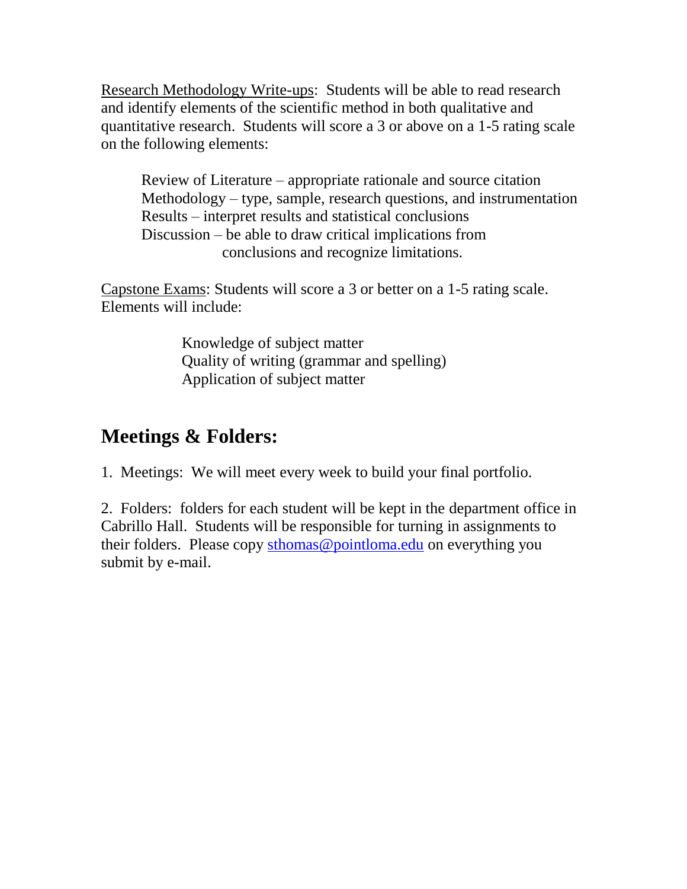<u>Research Methodology Write-ups</u>: Students will be able to read research and identify elements of the scientific method in both qualitative and quantitative research. Students will score a 3 or above on a 1-5 rating scale on the following elements:

> Review of Literature – appropriate rationale and source citation
> Methodology – type, sample, research questions, and instrumentation
> Results – interpret results and statistical conclusions
> Discussion – be able to draw critical implications from conclusions and recognize limitations.

<u>Capstone Exams</u>: Students will score a 3 or better on a 1-5 rating scale. Elements will include:

> Knowledge of subject matter
> Quality of writing (grammar and spelling)
> Application of subject matter

## Meetings & Folders:

1. Meetings: We will meet every week to build your final portfolio.

2. Folders: folders for each student will be kept in the department office in Cabrillo Hall. Students will be responsible for turning in assignments to their folders. Please copy sthomas@pointloma.edu on everything you submit by e-mail.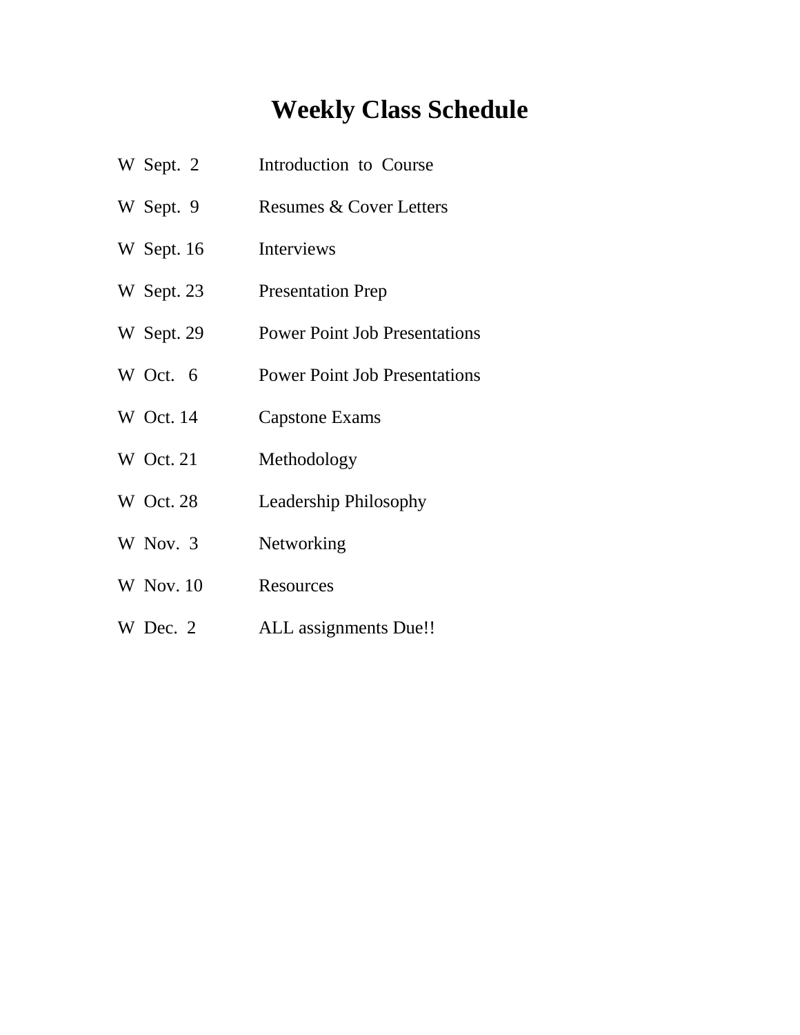# Weekly Class Schedule

| | |
|---|---|
| W Sept. 2 | Introduction to Course |
| W Sept. 9 | Resumes & Cover Letters |
| W Sept. 16 | Interviews |
| W Sept. 23 | Presentation Prep |
| W Sept. 29 | Power Point Job Presentations |
| W Oct. 6 | Power Point Job Presentations |
| W Oct. 14 | Capstone Exams |
| W Oct. 21 | Methodology |
| W Oct. 28 | Leadership Philosophy |
| W Nov. 3 | Networking |
| W Nov. 10 | Resources |
| W Dec. 2 | ALL assignments Due!! |